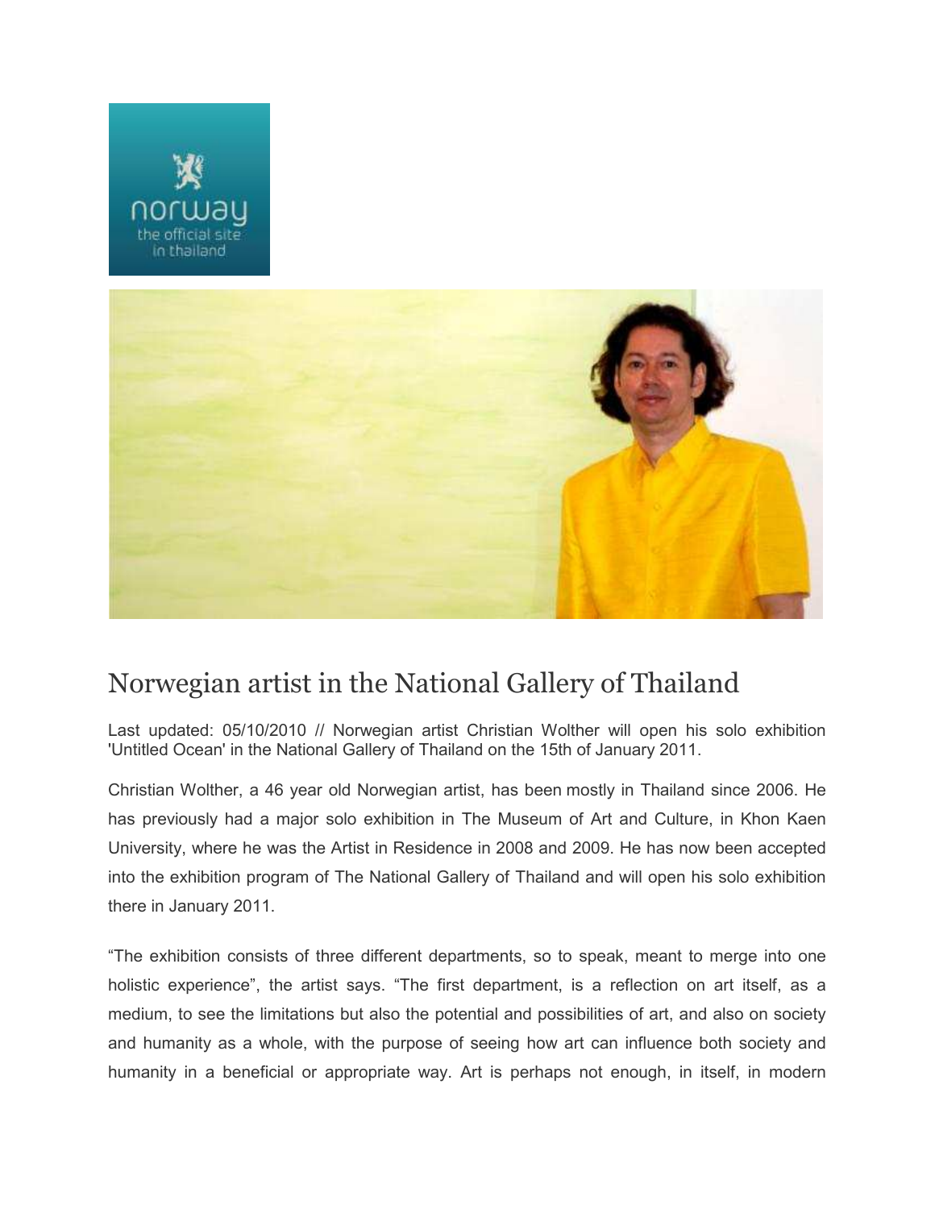# Norwegian artist in the National Gallery of Thailand

Last updated: 05/10/2010 // Norwegian artist Christian Wolther will open his solo exhibition 'Untitled Ocean' in the National Gallery of Thailand on the 15th of January 2011.

Christian Wolther, a 46 year old Norwegian artist, has been mostly in Thailand since 2006. He has previously had a major solo exhibition in The Museum of Art and Culture, in Khon Kaen University, where he was the Artist in Residence in 2008 and 2009. He has now been accepted into the exhibition program of The National Gallery of Thailand and will open his solo exhibition there in January 2011.

“The exhibition consists of three different departments, so to speak, meant to merge into one holistic experience”, the artist says. “The first department, is a reflection on art itself, as a medium, to see the limitations but also the potential and possibilities of art, and also on society and humanity as a whole, with the purpose of seeing how art can influence both society and humanity in a beneficial or appropriate way. Art is perhaps not enough, in itself, in modern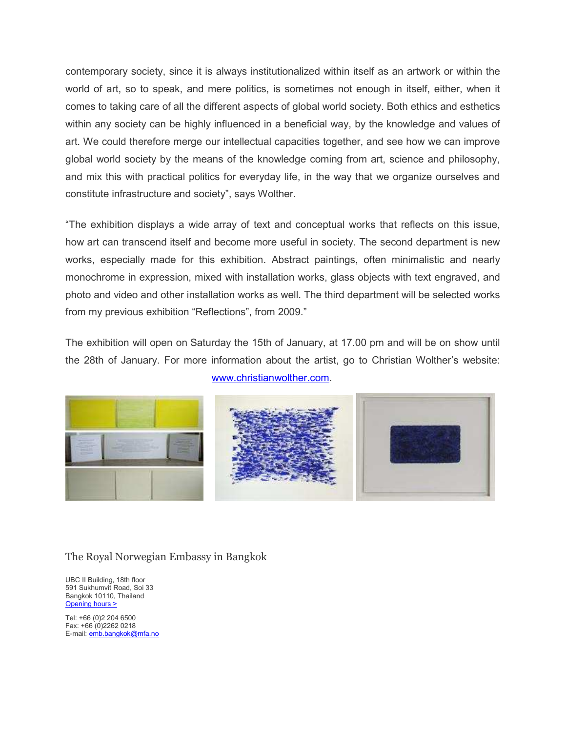contemporary society, since it is always institutionalized within itself as an artwork or within the world of art, so to speak, and mere politics, is sometimes not enough in itself, either, when it comes to taking care of all the different aspects of global world society. Both ethics and esthetics within any society can be highly influenced in a beneficial way, by the knowledge and values of art. We could therefore merge our intellectual capacities together, and see how we can improve global world society by the means of the knowledge coming from art, science and philosophy, and mix this with practical politics for everyday life, in the way that we organize ourselves and constitute infrastructure and society", says Wolther.

"The exhibition displays a wide array of text and conceptual works that reflects on this issue, how art can transcend itself and become more useful in society. The second department is new works, especially made for this exhibition. Abstract paintings, often minimalistic and nearly monochrome in expression, mixed with installation works, glass objects with text engraved, and photo and video and other installation works as well. The third department will be selected works from my previous exhibition "Reflections", from 2009."

The exhibition will open on Saturday the 15th of January, at 17.00 pm and will be on show until the 28th of January. For more information about the artist, go to Christian Wolther's website: [www.christianwolther.com](http://www.christianwolther.com).

The Royal Norwegian Embassy in Bangkok

UBC II Building, 18th floor
591 Sukhumvit Road, Soi 33
Bangkok 10110, Thailand
Opening hours >

Tel: +66 (0)2 204 6500
Fax: +66 (0)2262 0218
E-mail: emb.bangkok@mfa.no